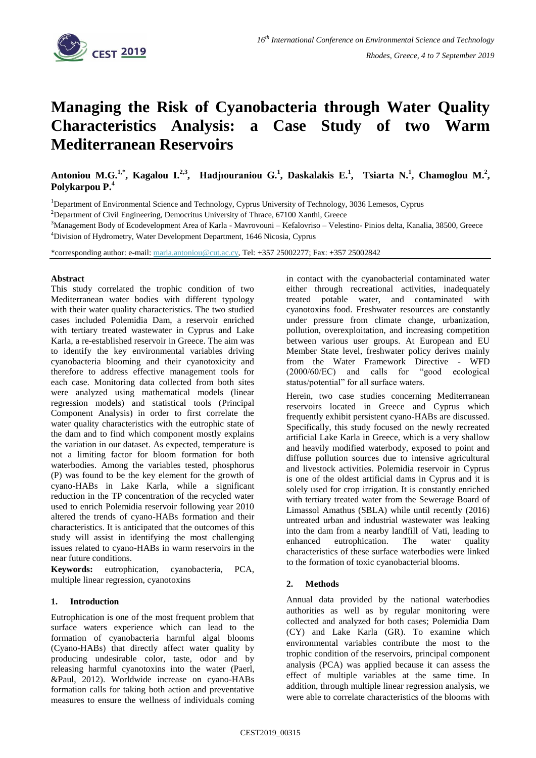# Managing the Risk of Cyanobacteria through Water Quality Characteristics Analysis: a Case Study of two Warm Mediterranean Reservoirs

**Antoniou M.G.[1,*], Kagalou I.[2,3], Hadjıouraniou G.[1], Daskalakis E.[1], Tsiarta N.[1], Chamoglou M.[2], Polykarpou P.[4]**

[1]Department of Environmental Science and Technology, Cyprus University of Technology, 3036 Lemesos, Cyprus

[2]Department of Civil Engineering, Democritus University of Thrace, 67100 Xanthi, Greece

[3]Management Body of Ecodevelopment Area of Karla - Mavrovouni – Kefalovriso – Velestino- Pinios delta, Kanalia, 38500, Greece

[4]Division of Hydrometry, Water Development Department, 1646 Nicosia, Cyprus

*corresponding author: e-mail: maria.antoniou@cut.ac.cy, Tel: +357 25002277; Fax: +357 25002842

### Abstract

This study correlated the trophic condition of two Mediterranean water bodies with different typology with their water quality characteristics. The two studied cases included Polemidia Dam, a reservoir enriched with tertiary treated wastewater in Cyprus and Lake Karla, a re-established reservoir in Greece. The aim was to identify the key environmental variables driving cyanobacteria blooming and their cyanotoxicity and therefore to address effective management tools for each case. Monitoring data collected from both sites were analyzed using mathematical models (linear regression models) and statistical tools (Principal Component Analysis) in order to first correlate the water quality characteristics with the eutrophic state of the dam and to find which component mostly explains the variation in our dataset. As expected, temperature is not a limiting factor for bloom formation for both waterbodies. Among the variables tested, phosphorus (P) was found to be the key element for the growth of cyano-HABs in Lake Karla, while a significant reduction in the TP concentration of the recycled water used to enrich Polemidia reservoir following year 2010 altered the trends of cyano-HABs formation and their characteristics. It is anticipated that the outcomes of this study will assist in identifying the most challenging issues related to cyano-HABs in warm reservoirs in the near future conditions.

**Keywords:** eutrophication, cyanobacteria, PCA, multiple linear regression, cyanotoxins

## 1. Introduction

Eutrophication is one of the most frequent problem that surface waters experience which can lead to the formation of cyanobacteria harmful algal blooms (Cyano-HABs) that directly affect water quality by producing undesirable color, taste, odor and by releasing harmful cyanotoxins into the water (Paerl, &Paul, 2012). Worldwide increase on cyano-HABs formation calls for taking both action and preventative measures to ensure the wellness of individuals coming in contact with the cyanobacterial contaminated water either through recreational activities, inadequately treated potable water, and contaminated with cyanotoxins food. Freshwater resources are constantly under pressure from climate change, urbanization, pollution, overexploitation, and increasing competition between various user groups. At European and EU Member State level, freshwater policy derives mainly from the Water Framework Directive - WFD (2000/60/EC) and calls for "good ecological status/potential" for all surface waters.

Herein, two case studies concerning Mediterranean reservoirs located in Greece and Cyprus which frequently exhibit persistent cyano-HABs are discussed. Specifically, this study focused on the newly recreated artificial Lake Karla in Greece, which is a very shallow and heavily modified waterbody, exposed to point and diffuse pollution sources due to intensive agricultural and livestock activities. Polemidia reservoir in Cyprus is one of the oldest artificial dams in Cyprus and it is solely used for crop irrigation. It is constantly enriched with tertiary treated water from the Sewerage Board of Limassol Amathus (SBLA) while until recently (2016) untreated urban and industrial wastewater was leaking into the dam from a nearby landfill of Vati, leading to enhanced eutrophication. The water quality characteristics of these surface waterbodies were linked to the formation of toxic cyanobacterial blooms.

## 2. Methods

Annual data provided by the national waterbodies authorities as well as by regular monitoring were collected and analyzed for both cases; Polemidia Dam (CY) and Lake Karla (GR). To examine which environmental variables contribute the most to the trophic condition of the reservoirs, principal component analysis (PCA) was applied because it can assess the effect of multiple variables at the same time. In addition, through multiple linear regression analysis, we were able to correlate characteristics of the blooms with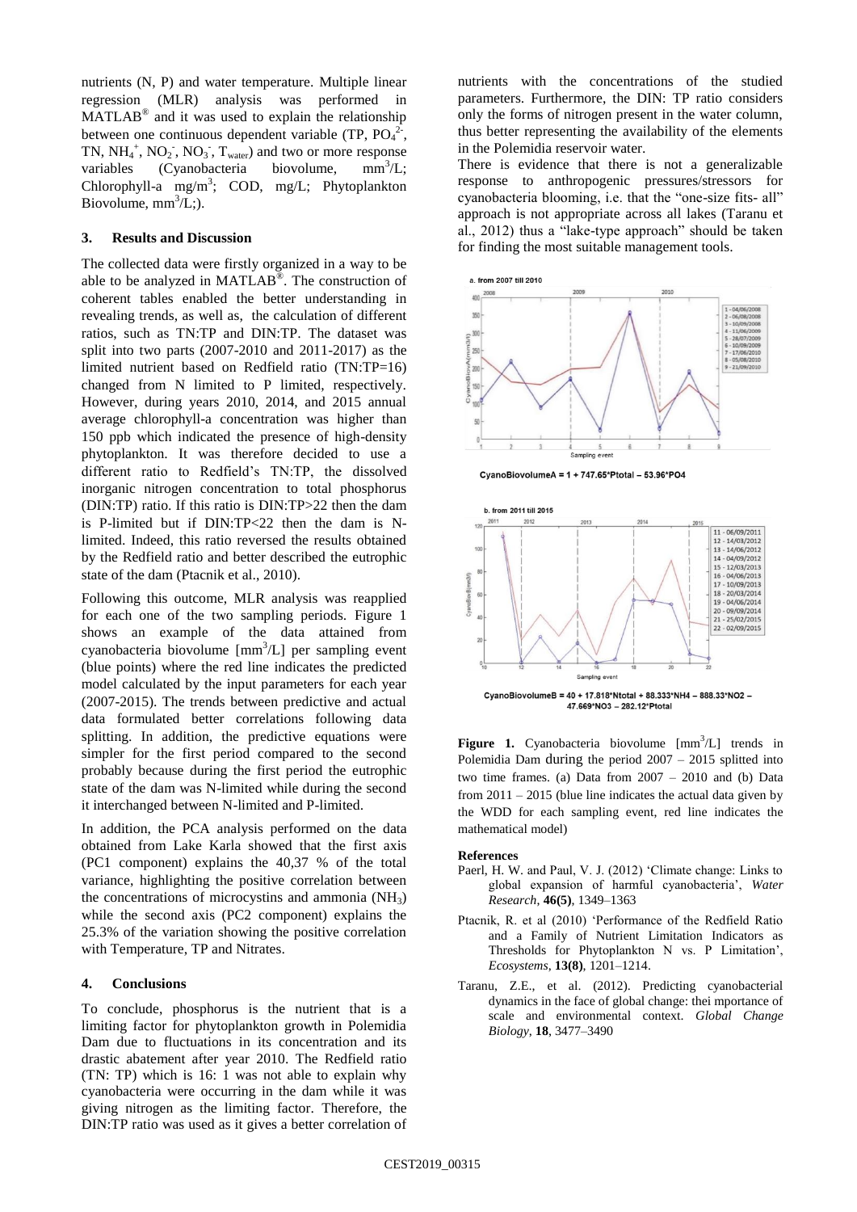nutrients (N, P) and water temperature. Multiple linear regression (MLR) analysis was performed in MATLAB® and it was used to explain the relationship between one continuous dependent variable (TP, $PO_4^{2-}$, TN, $NH_4^+$, $NO_2^-$, $NO_3^-$, $T_{water}$) and two or more response variables (Cyanobacteria biovolume, $mm^3/L$; Chlorophyll-a $mg/m^3$; COD, mg/L; Phytoplankton Biovolume, $mm^3/L$;).

## 3. Results and Discussion

The collected data were firstly organized in a way to be able to be analyzed in MATLAB®. The construction of coherent tables enabled the better understanding in revealing trends, as well as, the calculation of different ratios, such as TN:TP and DIN:TP. The dataset was split into two parts (2007-2010 and 2011-2017) as the limited nutrient based on Redfield ratio (TN:TP=16) changed from N limited to P limited, respectively. However, during years 2010, 2014, and 2015 annual average chlorophyll-a concentration was higher than 150 ppb which indicated the presence of high-density phytoplankton. It was therefore decided to use a different ratio to Redfield's TN:TP, the dissolved inorganic nitrogen concentration to total phosphorus (DIN:TP) ratio. If this ratio is DIN:TP>22 then the dam is P-limited but if DIN:TP<22 then the dam is N-limited. Indeed, this ratio reversed the results obtained by the Redfield ratio and better described the eutrophic state of the dam (Ptacnik et al., 2010).

Following this outcome, MLR analysis was reapplied for each one of the two sampling periods. Figure 1 shows an example of the data attained from cyanobacteria biovolume [$mm^3/L$] per sampling event (blue points) where the red line indicates the predicted model calculated by the input parameters for each year (2007-2015). The trends between predictive and actual data formulated better correlations following data splitting. In addition, the predictive equations were simpler for the first period compared to the second probably because during the first period the eutrophic state of the dam was N-limited while during the second it interchanged between N-limited and P-limited.

In addition, the PCA analysis performed on the data obtained from Lake Karla showed that the first axis (PC1 component) explains the 40,37 % of the total variance, highlighting the positive correlation between the concentrations of microcystins and ammonia ($NH_3$) while the second axis (PC2 component) explains the 25.3% of the variation showing the positive correlation with Temperature, TP and Nitrates.

## 4. Conclusions

To conclude, phosphorus is the nutrient that is a limiting factor for phytoplankton growth in Polemidia Dam due to fluctuations in its concentration and its drastic abatement after year 2010. The Redfield ratio (TN: TP) which is 16: 1 was not able to explain why cyanobacteria were occurring in the dam while it was giving nitrogen as the limiting factor. Therefore, the DIN:TP ratio was used as it gives a better correlation of nutrients with the concentrations of the studied parameters. Furthermore, the DIN: TP ratio considers only the forms of nitrogen present in the water column, thus better representing the availability of the elements in the Polemidia reservoir water.

There is evidence that there is not a generalizable response to anthropogenic pressures/stressors for cyanobacteria blooming, i.e. that the "one-size fits- all" approach is not appropriate across all lakes (Taranu et al., 2012) thus a "lake-type approach" should be taken for finding the most suitable management tools.

a. from 2007 till 2010

2008 2009 2010

1 - 04/06/2008
2 - 06/08/2008
3 - 10/09/2008
4 - 11/06/2009
5 - 28/07/2009
6 - 10/09/2009
7 - 17/06/2010
8 - 05/08/2010
9 - 21/09/2010

Sampling event

CyanoBiovolumeA = 1 + 747.65*Ptotal – 53.96*PO4

b. from 2011 till 2015

2011 2012 2013 2014 2015

11 - 06/09/2011
12 - 14/03/2012
13 - 14/06/2012
14 - 04/09/2012
15 - 12/03/2013
16 - 04/06/2013
17 - 10/09/2013
18 - 20/03/2014
19 - 04/06/2014
20 - 09/09/2014
21 - 25/02/2015
22 - 02/09/2015

Sampling event

CyanoBiovolumeB = 40 + 17.818*Ntotal + 88.333*NH4 – 888.33*NO2 – 47.669*NO3 – 282.12*Ptotal

**Figure 1.** Cyanobacteria biovolume [$mm^3/L$] trends in Polemidia Dam during the period 2007 – 2015 splitted into two time frames. (a) Data from 2007 – 2010 and (b) Data from 2011 – 2015 (blue line indicates the actual data given by the WDD for each sampling event, red line indicates the mathematical model)

### References

Paerl, H. W. and Paul, V. J. (2012) 'Climate change: Links to global expansion of harmful cyanobacteria', *Water Research*, **46(5)**, 1349–1363

Ptacnik, R. et al (2010) 'Performance of the Redfield Ratio and a Family of Nutrient Limitation Indicators as Thresholds for Phytoplankton N vs. P Limitation', *Ecosystems*, **13(8)**, 1201–1214.

Taranu, Z.E., et al. (2012). Predicting cyanobacterial dynamics in the face of global change: thei mportance of scale and environmental context. *Global Change Biology*, **18**, 3477–3490